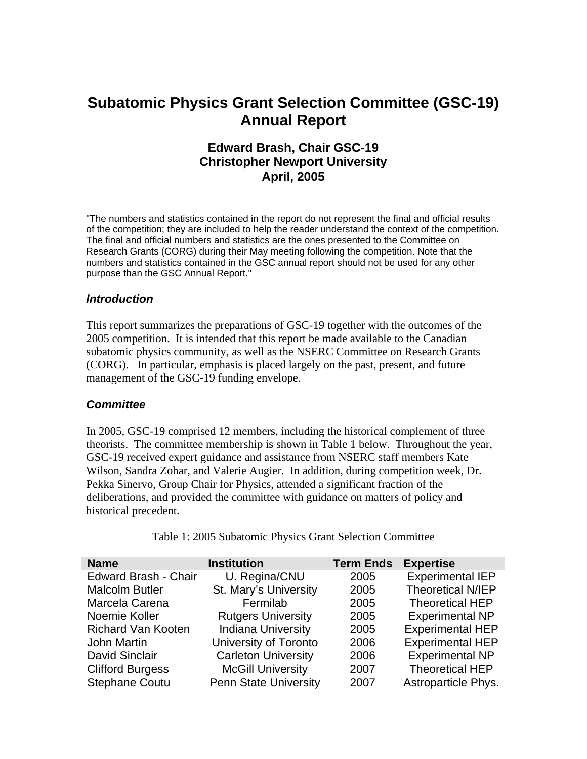# Subatomic Physics Grant Selection Committee (GSC-19) Annual Report

### Edward Brash, Chair GSC-19
### Christopher Newport University
### April, 2005

"The numbers and statistics contained in the report do not represent the final and official results of the competition; they are included to help the reader understand the context of the competition. The final and official numbers and statistics are the ones presented to the Committee on Research Grants (CORG) during their May meeting following the competition. Note that the numbers and statistics contained in the GSC annual report should not be used for any other purpose than the GSC Annual Report."

### *Introduction*

This report summarizes the preparations of GSC-19 together with the outcomes of the 2005 competition. It is intended that this report be made available to the Canadian subatomic physics community, as well as the NSERC Committee on Research Grants (CORG). In particular, emphasis is placed largely on the past, present, and future management of the GSC-19 funding envelope.

### *Committee*

In 2005, GSC-19 comprised 12 members, including the historical complement of three theorists. The committee membership is shown in Table 1 below. Throughout the year, GSC-19 received expert guidance and assistance from NSERC staff members Kate Wilson, Sandra Zohar, and Valerie Augier. In addition, during competition week, Dr. Pekka Sinervo, Group Chair for Physics, attended a significant fraction of the deliberations, and provided the committee with guidance on matters of policy and historical precedent.

Table 1: 2005 Subatomic Physics Grant Selection Committee

| Name | Institution | Term Ends | Expertise |
| --- | --- | --- | --- |
| Edward Brash - Chair | U. Regina/CNU | 2005 | Experimental IEP |
| Malcolm Butler | St. Mary's University | 2005 | Theoretical N/IEP |
| Marcela Carena | Fermilab | 2005 | Theoretical HEP |
| Noemie Koller | Rutgers University | 2005 | Experimental NP |
| Richard Van Kooten | Indiana University | 2005 | Experimental HEP |
| John Martin | University of Toronto | 2006 | Experimental HEP |
| David Sinclair | Carleton University | 2006 | Experimental NP |
| Clifford Burgess | McGill University | 2007 | Theoretical HEP |
| Stephane Coutu | Penn State University | 2007 | Astroparticle Phys. |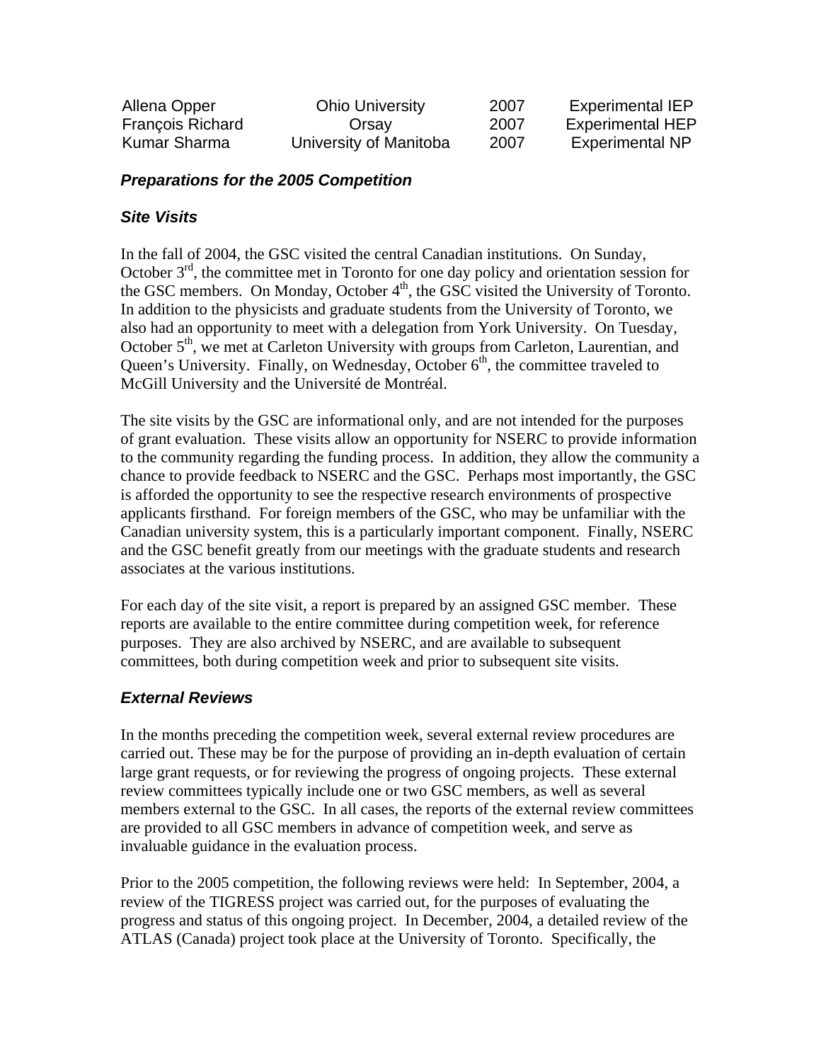| | | | |
|---|---|---|---|
| Allena Opper | Ohio University | 2007 | Experimental IEP |
| François Richard | Orsay | 2007 | Experimental HEP |
| Kumar Sharma | University of Manitoba | 2007 | Experimental NP |

### *Preparations for the 2005 Competition*

### *Site Visits*

In the fall of 2004, the GSC visited the central Canadian institutions. On Sunday, October 3rd, the committee met in Toronto for one day policy and orientation session for the GSC members. On Monday, October 4th, the GSC visited the University of Toronto. In addition to the physicists and graduate students from the University of Toronto, we also had an opportunity to meet with a delegation from York University. On Tuesday, October 5th, we met at Carleton University with groups from Carleton, Laurentian, and Queen's University. Finally, on Wednesday, October 6th, the committee traveled to McGill University and the Université de Montréal.

The site visits by the GSC are informational only, and are not intended for the purposes of grant evaluation. These visits allow an opportunity for NSERC to provide information to the community regarding the funding process. In addition, they allow the community a chance to provide feedback to NSERC and the GSC. Perhaps most importantly, the GSC is afforded the opportunity to see the respective research environments of prospective applicants firsthand. For foreign members of the GSC, who may be unfamiliar with the Canadian university system, this is a particularly important component. Finally, NSERC and the GSC benefit greatly from our meetings with the graduate students and research associates at the various institutions.

For each day of the site visit, a report is prepared by an assigned GSC member. These reports are available to the entire committee during competition week, for reference purposes. They are also archived by NSERC, and are available to subsequent committees, both during competition week and prior to subsequent site visits.

### *External Reviews*

In the months preceding the competition week, several external review procedures are carried out. These may be for the purpose of providing an in-depth evaluation of certain large grant requests, or for reviewing the progress of ongoing projects. These external review committees typically include one or two GSC members, as well as several members external to the GSC. In all cases, the reports of the external review committees are provided to all GSC members in advance of competition week, and serve as invaluable guidance in the evaluation process.

Prior to the 2005 competition, the following reviews were held: In September, 2004, a review of the TIGRESS project was carried out, for the purposes of evaluating the progress and status of this ongoing project. In December, 2004, a detailed review of the ATLAS (Canada) project took place at the University of Toronto. Specifically, the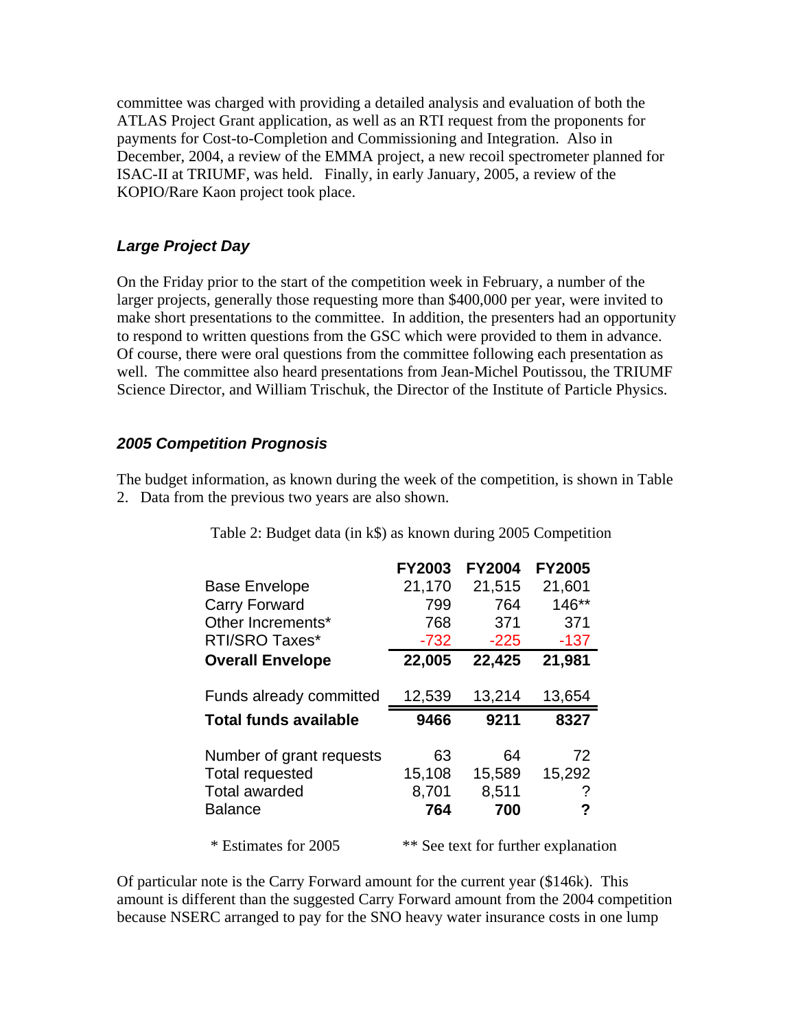committee was charged with providing a detailed analysis and evaluation of both the ATLAS Project Grant application, as well as an RTI request from the proponents for payments for Cost-to-Completion and Commissioning and Integration. Also in December, 2004, a review of the EMMA project, a new recoil spectrometer planned for ISAC-II at TRIUMF, was held. Finally, in early January, 2005, a review of the KOPIO/Rare Kaon project took place.

### *Large Project Day*

On the Friday prior to the start of the competition week in February, a number of the larger projects, generally those requesting more than $400,000 per year, were invited to make short presentations to the committee. In addition, the presenters had an opportunity to respond to written questions from the GSC which were provided to them in advance. Of course, there were oral questions from the committee following each presentation as well. The committee also heard presentations from Jean-Michel Poutissou, the TRIUMF Science Director, and William Trischuk, the Director of the Institute of Particle Physics.

### *2005 Competition Prognosis*

The budget information, as known during the week of the competition, is shown in Table 2. Data from the previous two years are also shown.

Table 2: Budget data (in k$) as known during 2005 Competition

| | FY2003 | FY2004 | FY2005 |
|---|---|---|---|
| Base Envelope | 21,170 | 21,515 | 21,601 |
| Carry Forward | 799 | 764 | 146** |
| Other Increments* | 768 | 371 | 371 |
| RTI/SRO Taxes* | -732 | -225 | -137 |
| **Overall Envelope** | **22,005** | **22,425** | **21,981** |
| Funds already committed | 12,539 | 13,214 | 13,654 |
| **Total funds available** | **9466** | **9211** | **8327** |
| Number of grant requests | 63 | 64 | 72 |
| Total requested | 15,108 | 15,589 | 15,292 |
| Total awarded | 8,701 | 8,511 | ? |
| Balance | **764** | **700** | **?** |

\* Estimates for 2005 ** See text for further explanation

Of particular note is the Carry Forward amount for the current year ($146k). This amount is different than the suggested Carry Forward amount from the 2004 competition because NSERC arranged to pay for the SNO heavy water insurance costs in one lump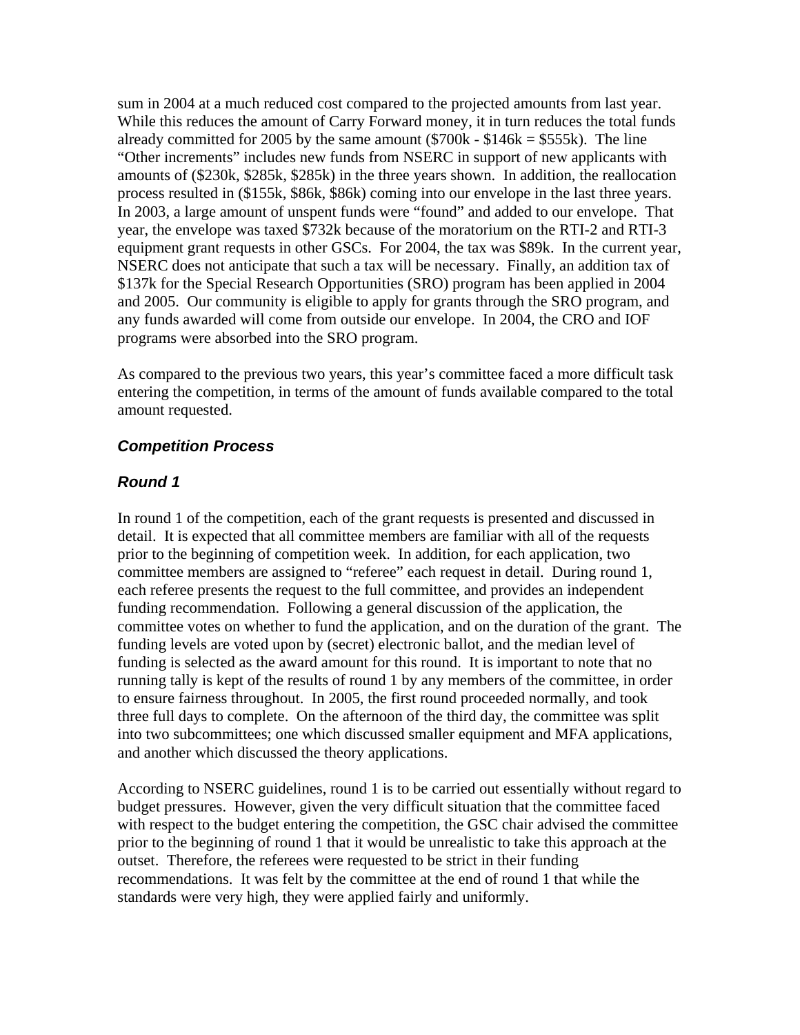sum in 2004 at a much reduced cost compared to the projected amounts from last year. While this reduces the amount of Carry Forward money, it in turn reduces the total funds already committed for 2005 by the same amount ($700k - $146k = $555k). The line "Other increments" includes new funds from NSERC in support of new applicants with amounts of ($230k, $285k, $285k) in the three years shown. In addition, the reallocation process resulted in ($155k, $86k, $86k) coming into our envelope in the last three years. In 2003, a large amount of unspent funds were "found" and added to our envelope. That year, the envelope was taxed $732k because of the moratorium on the RTI-2 and RTI-3 equipment grant requests in other GSCs. For 2004, the tax was $89k. In the current year, NSERC does not anticipate that such a tax will be necessary. Finally, an addition tax of $137k for the Special Research Opportunities (SRO) program has been applied in 2004 and 2005. Our community is eligible to apply for grants through the SRO program, and any funds awarded will come from outside our envelope. In 2004, the CRO and IOF programs were absorbed into the SRO program.

As compared to the previous two years, this year's committee faced a more difficult task entering the competition, in terms of the amount of funds available compared to the total amount requested.

### *Competition Process*

### *Round 1*

In round 1 of the competition, each of the grant requests is presented and discussed in detail. It is expected that all committee members are familiar with all of the requests prior to the beginning of competition week. In addition, for each application, two committee members are assigned to "referee" each request in detail. During round 1, each referee presents the request to the full committee, and provides an independent funding recommendation. Following a general discussion of the application, the committee votes on whether to fund the application, and on the duration of the grant. The funding levels are voted upon by (secret) electronic ballot, and the median level of funding is selected as the award amount for this round. It is important to note that no running tally is kept of the results of round 1 by any members of the committee, in order to ensure fairness throughout. In 2005, the first round proceeded normally, and took three full days to complete. On the afternoon of the third day, the committee was split into two subcommittees; one which discussed smaller equipment and MFA applications, and another which discussed the theory applications.

According to NSERC guidelines, round 1 is to be carried out essentially without regard to budget pressures. However, given the very difficult situation that the committee faced with respect to the budget entering the competition, the GSC chair advised the committee prior to the beginning of round 1 that it would be unrealistic to take this approach at the outset. Therefore, the referees were requested to be strict in their funding recommendations. It was felt by the committee at the end of round 1 that while the standards were very high, they were applied fairly and uniformly.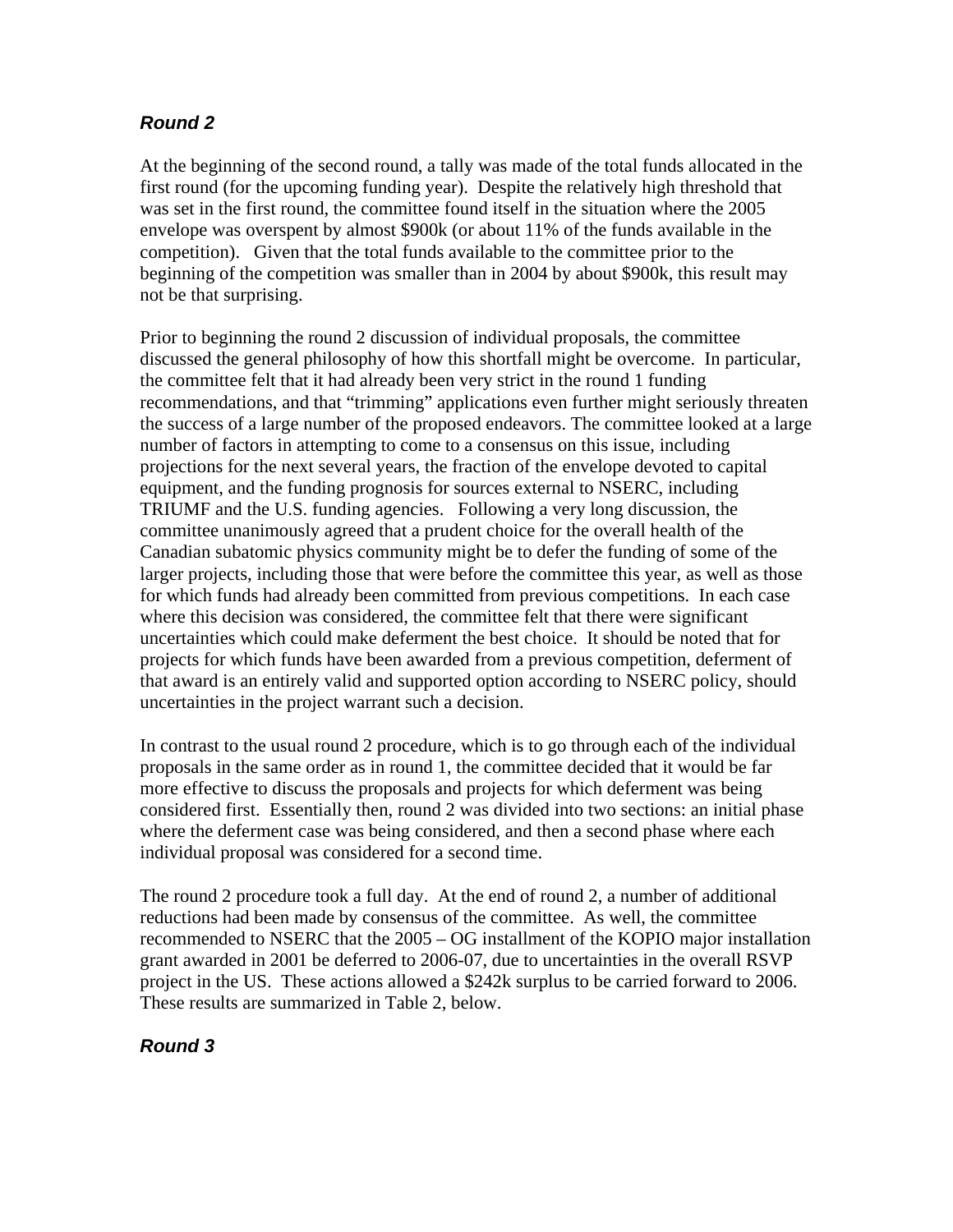### *Round 2*

At the beginning of the second round, a tally was made of the total funds allocated in the first round (for the upcoming funding year). Despite the relatively high threshold that was set in the first round, the committee found itself in the situation where the 2005 envelope was overspent by almost $900k (or about 11% of the funds available in the competition). Given that the total funds available to the committee prior to the beginning of the competition was smaller than in 2004 by about $900k, this result may not be that surprising.

Prior to beginning the round 2 discussion of individual proposals, the committee discussed the general philosophy of how this shortfall might be overcome. In particular, the committee felt that it had already been very strict in the round 1 funding recommendations, and that "trimming" applications even further might seriously threaten the success of a large number of the proposed endeavors. The committee looked at a large number of factors in attempting to come to a consensus on this issue, including projections for the next several years, the fraction of the envelope devoted to capital equipment, and the funding prognosis for sources external to NSERC, including TRIUMF and the U.S. funding agencies. Following a very long discussion, the committee unanimously agreed that a prudent choice for the overall health of the Canadian subatomic physics community might be to defer the funding of some of the larger projects, including those that were before the committee this year, as well as those for which funds had already been committed from previous competitions. In each case where this decision was considered, the committee felt that there were significant uncertainties which could make deferment the best choice. It should be noted that for projects for which funds have been awarded from a previous competition, deferment of that award is an entirely valid and supported option according to NSERC policy, should uncertainties in the project warrant such a decision.

In contrast to the usual round 2 procedure, which is to go through each of the individual proposals in the same order as in round 1, the committee decided that it would be far more effective to discuss the proposals and projects for which deferment was being considered first. Essentially then, round 2 was divided into two sections: an initial phase where the deferment case was being considered, and then a second phase where each individual proposal was considered for a second time.

The round 2 procedure took a full day. At the end of round 2, a number of additional reductions had been made by consensus of the committee. As well, the committee recommended to NSERC that the 2005 – OG installment of the KOPIO major installation grant awarded in 2001 be deferred to 2006-07, due to uncertainties in the overall RSVP project in the US. These actions allowed a $242k surplus to be carried forward to 2006. These results are summarized in Table 2, below.

### *Round 3*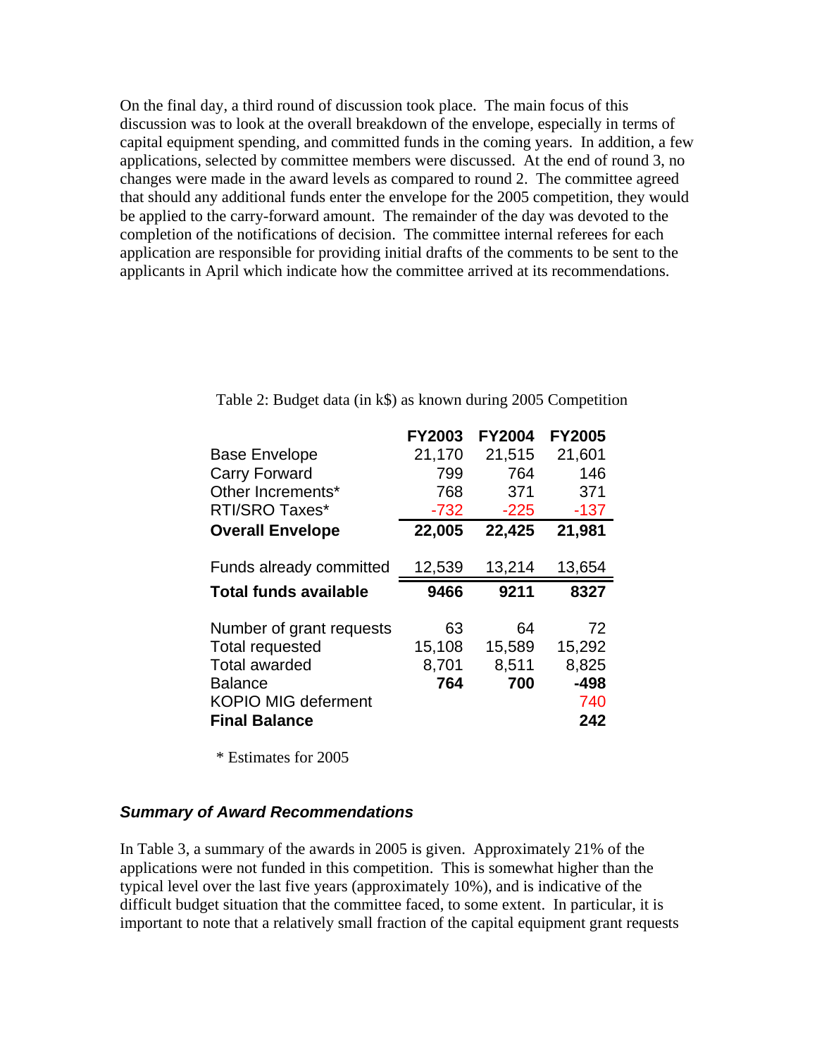On the final day, a third round of discussion took place. The main focus of this discussion was to look at the overall breakdown of the envelope, especially in terms of capital equipment spending, and committed funds in the coming years. In addition, a few applications, selected by committee members were discussed. At the end of round 3, no changes were made in the award levels as compared to round 2. The committee agreed that should any additional funds enter the envelope for the 2005 competition, they would be applied to the carry-forward amount. The remainder of the day was devoted to the completion of the notifications of decision. The committee internal referees for each application are responsible for providing initial drafts of the comments to be sent to the applicants in April which indicate how the committee arrived at its recommendations.

Table 2: Budget data (in k$) as known during 2005 Competition

| | FY2003 | FY2004 | FY2005 |
|---|---|---|---|
| Base Envelope | 21,170 | 21,515 | 21,601 |
| Carry Forward | 799 | 764 | 146 |
| Other Increments* | 768 | 371 | 371 |
| RTI/SRO Taxes* | -732 | -225 | -137 |
| **Overall Envelope** | **22,005** | **22,425** | **21,981** |
| Funds already committed | 12,539 | 13,214 | 13,654 |
| **Total funds available** | **9466** | **9211** | **8327** |
| Number of grant requests | 63 | 64 | 72 |
| Total requested | 15,108 | 15,589 | 15,292 |
| Total awarded | 8,701 | 8,511 | 8,825 |
| Balance | **764** | **700** | **-498** |
| KOPIO MIG deferment | | | 740 |
| **Final Balance** | | | **242** |

\* Estimates for 2005

### *Summary of Award Recommendations*

In Table 3, a summary of the awards in 2005 is given. Approximately 21% of the applications were not funded in this competition. This is somewhat higher than the typical level over the last five years (approximately 10%), and is indicative of the difficult budget situation that the committee faced, to some extent. In particular, it is important to note that a relatively small fraction of the capital equipment grant requests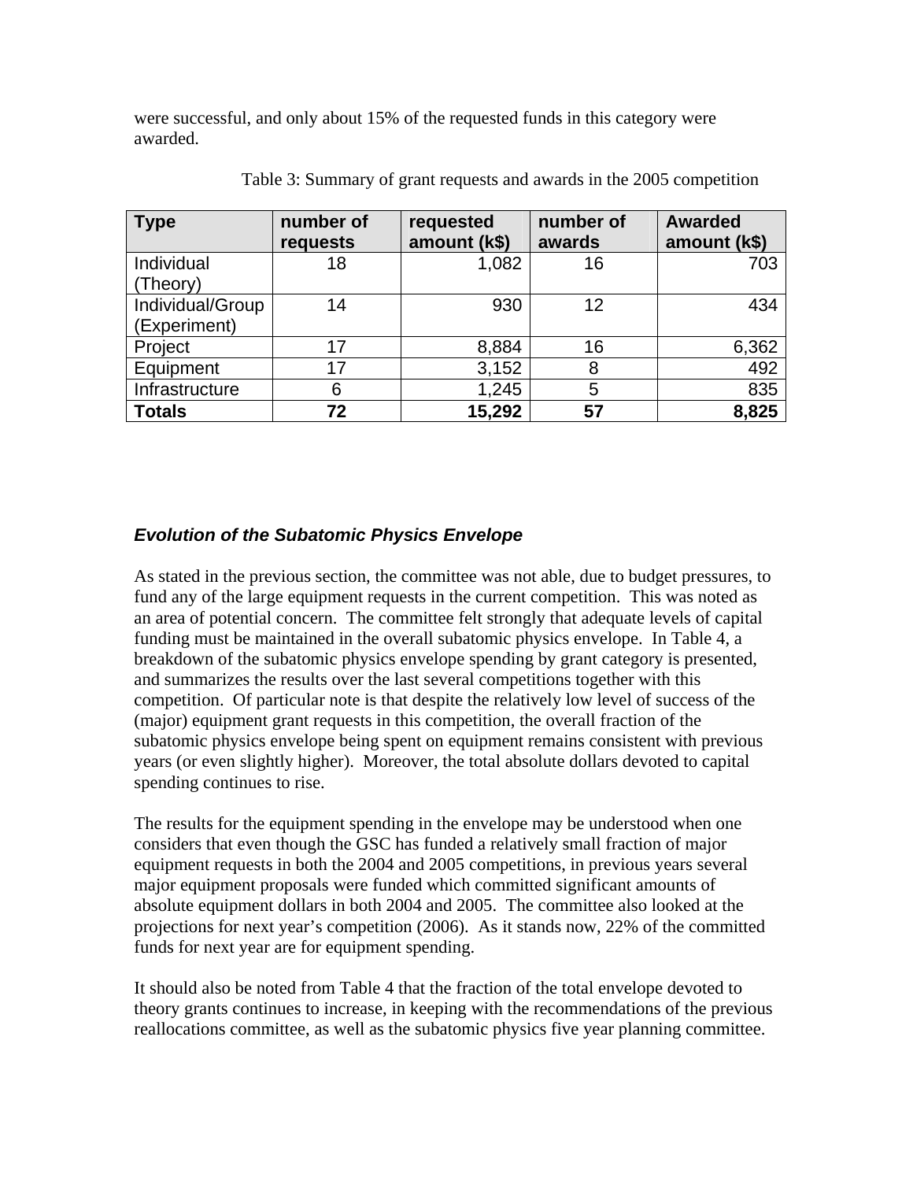were successful, and only about 15% of the requested funds in this category were awarded.

Table 3: Summary of grant requests and awards in the 2005 competition

| Type | number of requests | requested amount (k$) | number of awards | Awarded amount (k$) |
|---|---|---|---|---|
| Individual (Theory) | 18 | 1,082 | 16 | 703 |
| Individual/Group (Experiment) | 14 | 930 | 12 | 434 |
| Project | 17 | 8,884 | 16 | 6,362 |
| Equipment | 17 | 3,152 | 8 | 492 |
| Infrastructure | 6 | 1,245 | 5 | 835 |
| **Totals** | **72** | **15,292** | **57** | **8,825** |

### *Evolution of the Subatomic Physics Envelope*

As stated in the previous section, the committee was not able, due to budget pressures, to fund any of the large equipment requests in the current competition. This was noted as an area of potential concern. The committee felt strongly that adequate levels of capital funding must be maintained in the overall subatomic physics envelope. In Table 4, a breakdown of the subatomic physics envelope spending by grant category is presented, and summarizes the results over the last several competitions together with this competition. Of particular note is that despite the relatively low level of success of the (major) equipment grant requests in this competition, the overall fraction of the subatomic physics envelope being spent on equipment remains consistent with previous years (or even slightly higher). Moreover, the total absolute dollars devoted to capital spending continues to rise.

The results for the equipment spending in the envelope may be understood when one considers that even though the GSC has funded a relatively small fraction of major equipment requests in both the 2004 and 2005 competitions, in previous years several major equipment proposals were funded which committed significant amounts of absolute equipment dollars in both 2004 and 2005. The committee also looked at the projections for next year's competition (2006). As it stands now, 22% of the committed funds for next year are for equipment spending.

It should also be noted from Table 4 that the fraction of the total envelope devoted to theory grants continues to increase, in keeping with the recommendations of the previous reallocations committee, as well as the subatomic physics five year planning committee.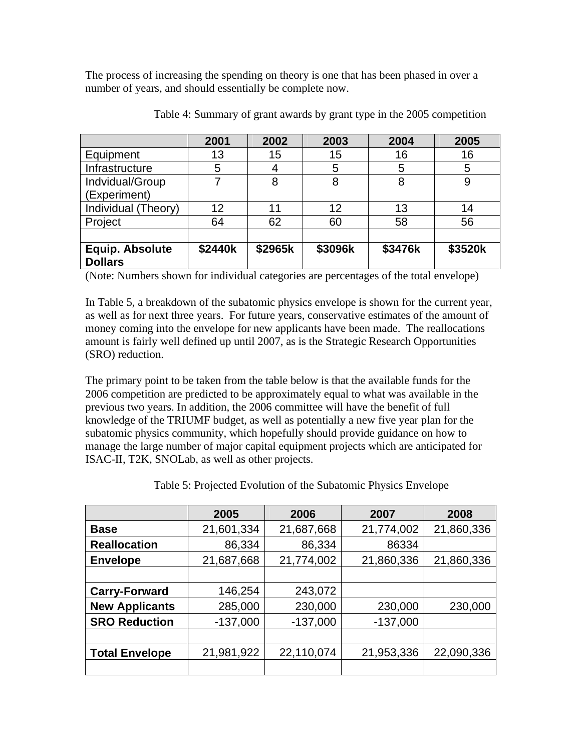The process of increasing the spending on theory is one that has been phased in over a number of years, and should essentially be complete now.

Table 4: Summary of grant awards by grant type in the 2005 competition

| | 2001 | 2002 | 2003 | 2004 | 2005 |
|---|---|---|---|---|---|
| Equipment | 13 | 15 | 15 | 16 | 16 |
| Infrastructure | 5 | 4 | 5 | 5 | 5 |
| Indvidual/Group (Experiment) | 7 | 8 | 8 | 8 | 9 |
| Individual (Theory) | 12 | 11 | 12 | 13 | 14 |
| Project | 64 | 62 | 60 | 58 | 56 |
| | | | | | |
| **Equip. Absolute Dollars** | **$2440k** | **$2965k** | **$3096k** | **$3476k** | **$3520k** |

(Note: Numbers shown for individual categories are percentages of the total envelope)

In Table 5, a breakdown of the subatomic physics envelope is shown for the current year, as well as for next three years. For future years, conservative estimates of the amount of money coming into the envelope for new applicants have been made. The reallocations amount is fairly well defined up until 2007, as is the Strategic Research Opportunities (SRO) reduction.

The primary point to be taken from the table below is that the available funds for the 2006 competition are predicted to be approximately equal to what was available in the previous two years. In addition, the 2006 committee will have the benefit of full knowledge of the TRIUMF budget, as well as potentially a new five year plan for the subatomic physics community, which hopefully should provide guidance on how to manage the large number of major capital equipment projects which are anticipated for ISAC-II, T2K, SNOLab, as well as other projects.

Table 5: Projected Evolution of the Subatomic Physics Envelope

| | 2005 | 2006 | 2007 | 2008 |
|---|---|---|---|---|
| **Base** | 21,601,334 | 21,687,668 | 21,774,002 | 21,860,336 |
| **Reallocation** | 86,334 | 86,334 | 86334 | |
| **Envelope** | 21,687,668 | 21,774,002 | 21,860,336 | 21,860,336 |
| | | | | |
| **Carry-Forward** | 146,254 | 243,072 | | |
| **New Applicants** | 285,000 | 230,000 | 230,000 | 230,000 |
| **SRO Reduction** | -137,000 | -137,000 | -137,000 | |
| | | | | |
| **Total Envelope** | 21,981,922 | 22,110,074 | 21,953,336 | 22,090,336 |
| | | | | |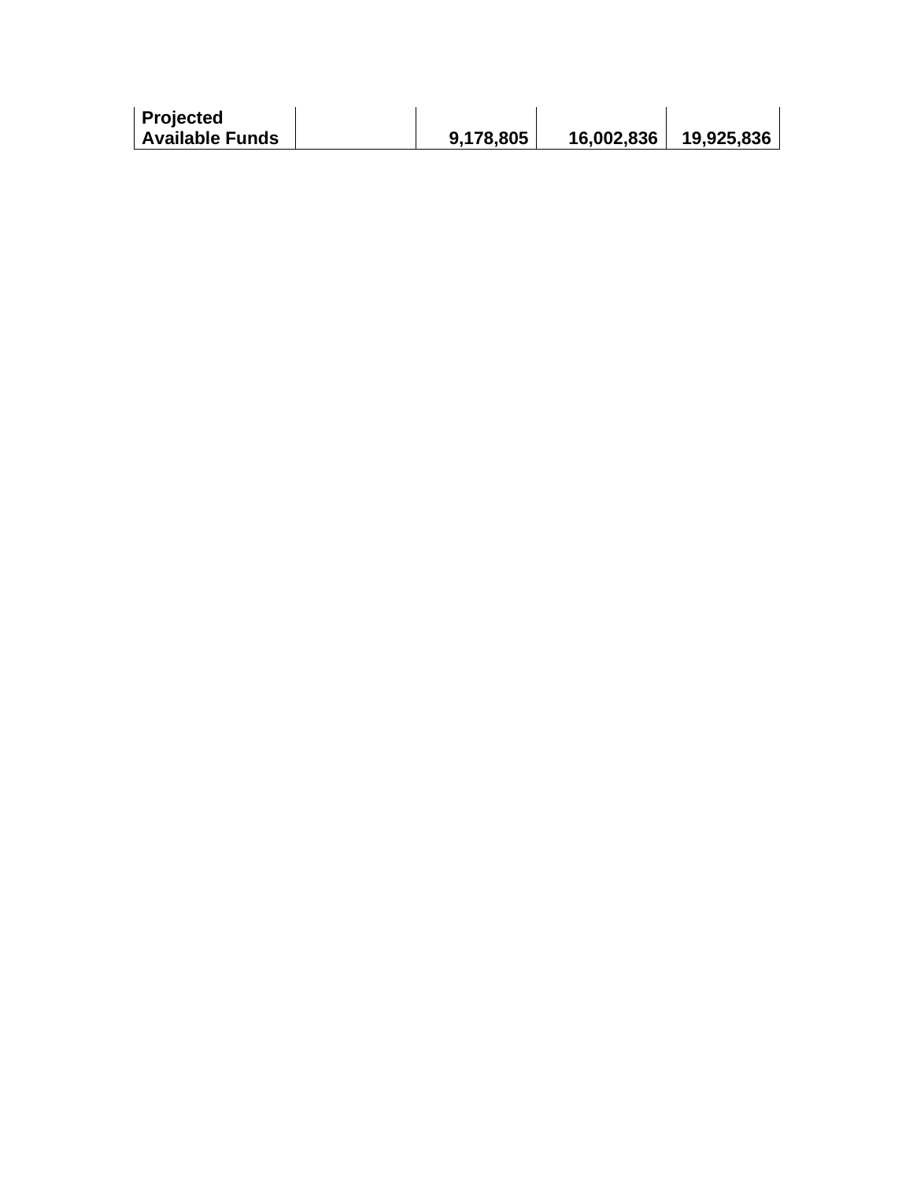| | | | | |
|---|---|---|---|---|
| **Projected Available Funds** | | **9,178,805** | **16,002,836** | **19,925,836** |